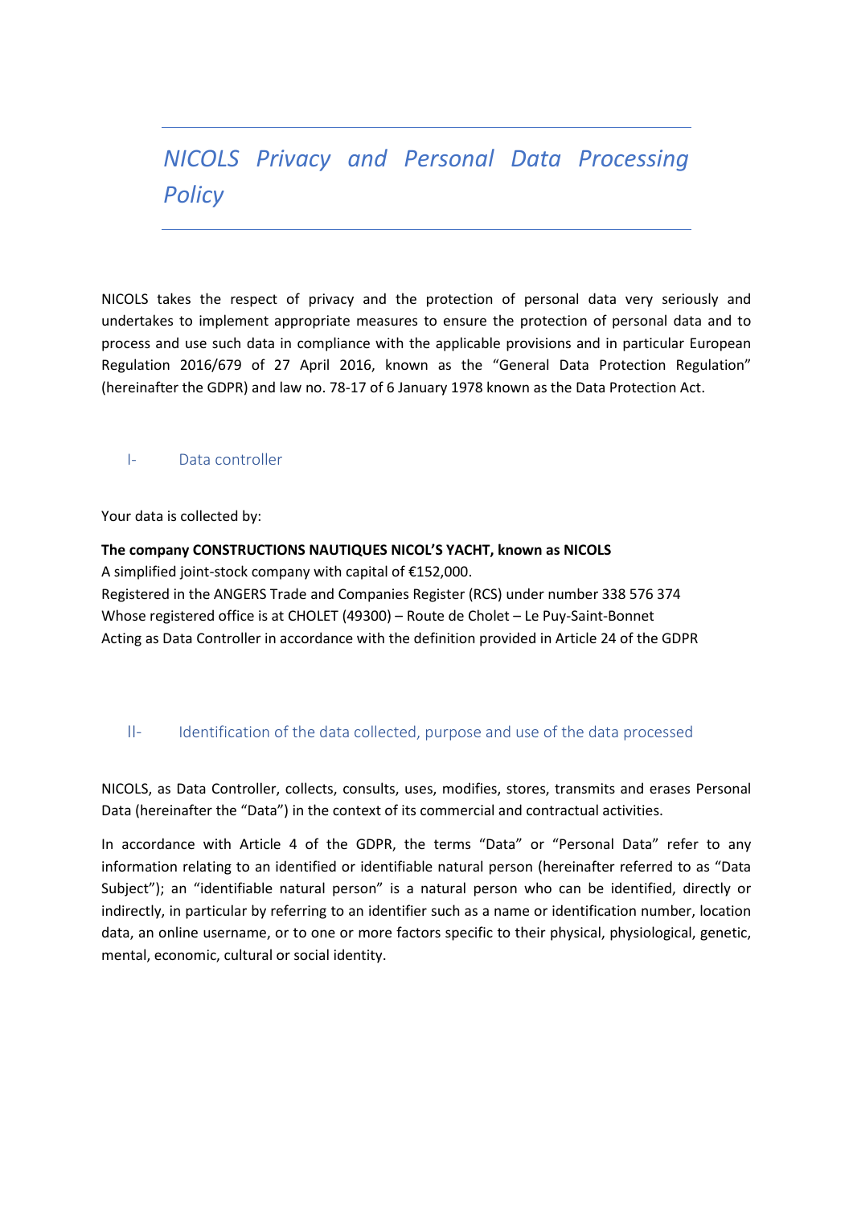# NICOLS Privacy and Personal Data Processing Policy

NICOLS takes the respect of privacy and the protection of personal data very seriously and undertakes to implement appropriate measures to ensure the protection of personal data and to process and use such data in compliance with the applicable provisions and in particular European Regulation 2016/679 of 27 April 2016, known as the "General Data Protection Regulation" (hereinafter the GDPR) and law no. 78-17 of 6 January 1978 known as the Data Protection Act.

## I- Data controller

Your data is collected by:

**The company CONSTRUCTIONS NAUTIQUES NICOL'S YACHT, known as NICOLS**
A simplified joint-stock company with capital of €152,000.
Registered in the ANGERS Trade and Companies Register (RCS) under number 338 576 374
Whose registered office is at CHOLET (49300) – Route de Cholet – Le Puy-Saint-Bonnet
Acting as Data Controller in accordance with the definition provided in Article 24 of the GDPR

## II- Identification of the data collected, purpose and use of the data processed

NICOLS, as Data Controller, collects, consults, uses, modifies, stores, transmits and erases Personal Data (hereinafter the "Data") in the context of its commercial and contractual activities.

In accordance with Article 4 of the GDPR, the terms "Data" or "Personal Data" refer to any information relating to an identified or identifiable natural person (hereinafter referred to as "Data Subject"); an "identifiable natural person" is a natural person who can be identified, directly or indirectly, in particular by referring to an identifier such as a name or identification number, location data, an online username, or to one or more factors specific to their physical, physiological, genetic, mental, economic, cultural or social identity.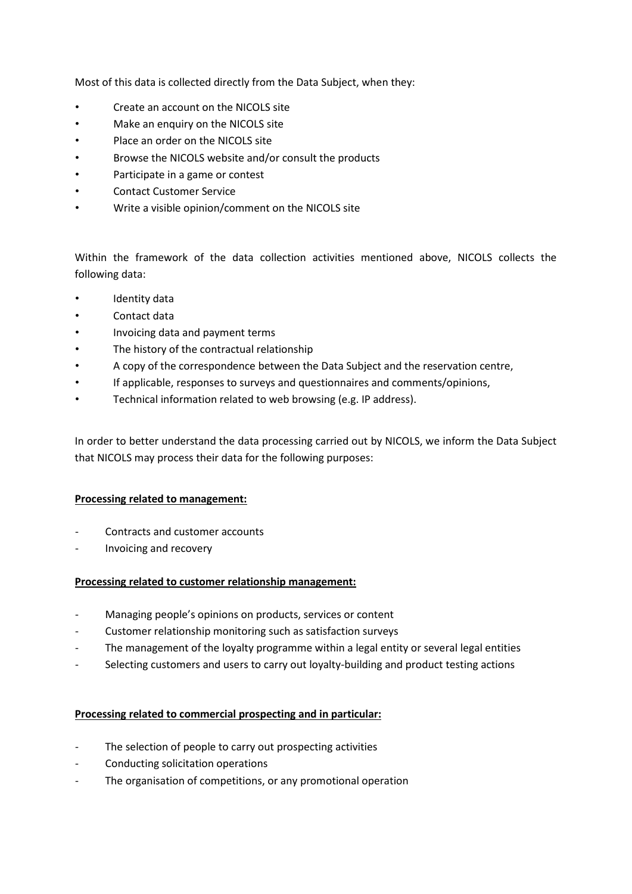Most of this data is collected directly from the Data Subject, when they:

- Create an account on the NICOLS site
- Make an enquiry on the NICOLS site
- Place an order on the NICOLS site
- Browse the NICOLS website and/or consult the products
- Participate in a game or contest
- Contact Customer Service
- Write a visible opinion/comment on the NICOLS site

Within the framework of the data collection activities mentioned above, NICOLS collects the following data:

- Identity data
- Contact data
- Invoicing data and payment terms
- The history of the contractual relationship
- A copy of the correspondence between the Data Subject and the reservation centre,
- If applicable, responses to surveys and questionnaires and comments/opinions,
- Technical information related to web browsing (e.g. IP address).

In order to better understand the data processing carried out by NICOLS, we inform the Data Subject that NICOLS may process their data for the following purposes:

**Processing related to management:**

- Contracts and customer accounts
- Invoicing and recovery

**Processing related to customer relationship management:**

- Managing people's opinions on products, services or content
- Customer relationship monitoring such as satisfaction surveys
- The management of the loyalty programme within a legal entity or several legal entities
- Selecting customers and users to carry out loyalty-building and product testing actions

**Processing related to commercial prospecting and in particular:**

- The selection of people to carry out prospecting activities
- Conducting solicitation operations
- The organisation of competitions, or any promotional operation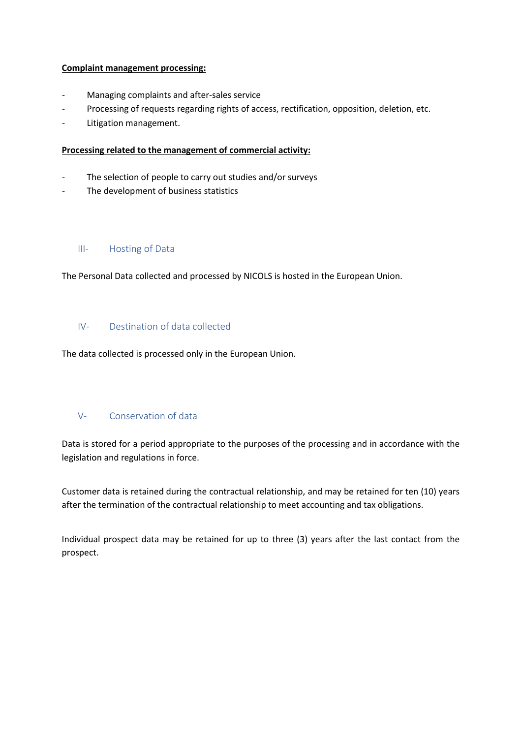**Complaint management processing:**

- Managing complaints and after-sales service
- Processing of requests regarding rights of access, rectification, opposition, deletion, etc.
- Litigation management.

**Processing related to the management of commercial activity:**

- The selection of people to carry out studies and/or surveys
- The development of business statistics

## III- Hosting of Data

The Personal Data collected and processed by NICOLS is hosted in the European Union.

## IV- Destination of data collected

The data collected is processed only in the European Union.

## V- Conservation of data

Data is stored for a period appropriate to the purposes of the processing and in accordance with the legislation and regulations in force.

Customer data is retained during the contractual relationship, and may be retained for ten (10) years after the termination of the contractual relationship to meet accounting and tax obligations.

Individual prospect data may be retained for up to three (3) years after the last contact from the prospect.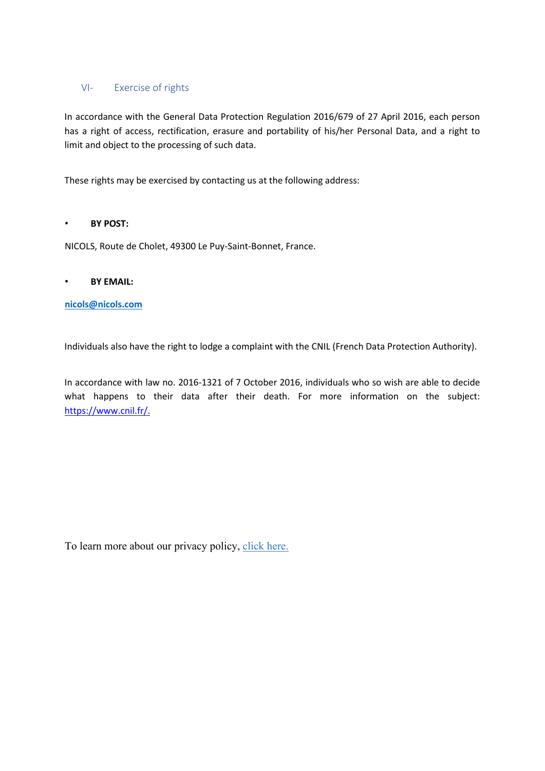## VI- Exercise of rights

In accordance with the General Data Protection Regulation 2016/679 of 27 April 2016, each person has a right of access, rectification, erasure and portability of his/her Personal Data, and a right to limit and object to the processing of such data.

These rights may be exercised by contacting us at the following address:

- **BY POST:**

NICOLS, Route de Cholet, 49300 Le Puy-Saint-Bonnet, France.

- **BY EMAIL:**

**nicols@nicols.com**

Individuals also have the right to lodge a complaint with the CNIL (French Data Protection Authority).

In accordance with law no. 2016-1321 of 7 October 2016, individuals who so wish are able to decide what happens to their data after their death. For more information on the subject: https://www.cnil.fr/.

To learn more about our privacy policy, click here.